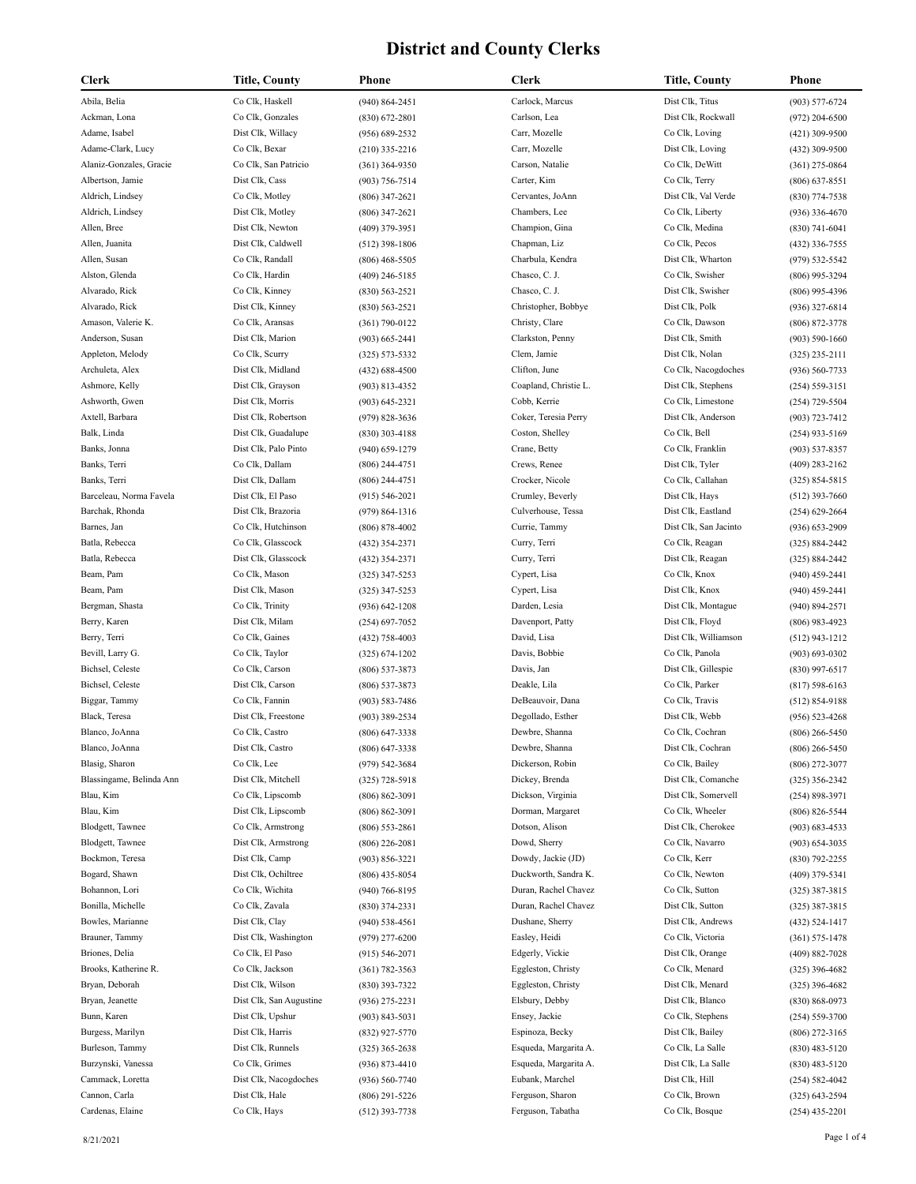# District and County Clerks

| Clerk | Title, County | Phone |
|---|---|---|
| Abila, Belia | Co Clk, Haskell | (940) 864-2451 |
| Ackman, Lona | Co Clk, Gonzales | (830) 672-2801 |
| Adame, Isabel | Dist Clk, Willacy | (956) 689-2532 |
| Adame-Clark, Lucy | Co Clk, Bexar | (210) 335-2216 |
| Alaniz-Gonzales, Gracie | Co Clk, San Patricio | (361) 364-9350 |
| Albertson, Jamie | Dist Clk, Cass | (903) 756-7514 |
| Aldrich, Lindsey | Co Clk, Motley | (806) 347-2621 |
| Aldrich, Lindsey | Dist Clk, Motley | (806) 347-2621 |
| Allen, Bree | Dist Clk, Newton | (409) 379-3951 |
| Allen, Juanita | Dist Clk, Caldwell | (512) 398-1806 |
| Allen, Susan | Co Clk, Randall | (806) 468-5505 |
| Alston, Glenda | Co Clk, Hardin | (409) 246-5185 |
| Alvarado, Rick | Co Clk, Kinney | (830) 563-2521 |
| Alvarado, Rick | Dist Clk, Kinney | (830) 563-2521 |
| Amason, Valerie K. | Co Clk, Aransas | (361) 790-0122 |
| Anderson, Susan | Dist Clk, Marion | (903) 665-2441 |
| Appleton, Melody | Co Clk, Scurry | (325) 573-5332 |
| Archuleta, Alex | Dist Clk, Midland | (432) 688-4500 |
| Ashmore, Kelly | Dist Clk, Grayson | (903) 813-4352 |
| Ashworth, Gwen | Dist Clk, Morris | (903) 645-2321 |
| Axtell, Barbara | Dist Clk, Robertson | (979) 828-3636 |
| Balk, Linda | Dist Clk, Guadalupe | (830) 303-4188 |
| Banks, Jonna | Dist Clk, Palo Pinto | (940) 659-1279 |
| Banks, Terri | Co Clk, Dallam | (806) 244-4751 |
| Banks, Terri | Dist Clk, Dallam | (806) 244-4751 |
| Barceleau, Norma Favela | Dist Clk, El Paso | (915) 546-2021 |
| Barchak, Rhonda | Dist Clk, Brazoria | (979) 864-1316 |
| Barnes, Jan | Co Clk, Hutchinson | (806) 878-4002 |
| Batla, Rebecca | Co Clk, Glasscock | (432) 354-2371 |
| Batla, Rebecca | Dist Clk, Glasscock | (432) 354-2371 |
| Beam, Pam | Co Clk, Mason | (325) 347-5253 |
| Beam, Pam | Dist Clk, Mason | (325) 347-5253 |
| Bergman, Shasta | Co Clk, Trinity | (936) 642-1208 |
| Berry, Karen | Dist Clk, Milam | (254) 697-7052 |
| Berry, Terri | Co Clk, Gaines | (432) 758-4003 |
| Bevill, Larry G. | Co Clk, Taylor | (325) 674-1202 |
| Bichsel, Celeste | Co Clk, Carson | (806) 537-3873 |
| Bichsel, Celeste | Dist Clk, Carson | (806) 537-3873 |
| Biggar, Tammy | Co Clk, Fannin | (903) 583-7486 |
| Black, Teresa | Dist Clk, Freestone | (903) 389-2534 |
| Blanco, JoAnna | Co Clk, Castro | (806) 647-3338 |
| Blanco, JoAnna | Dist Clk, Castro | (806) 647-3338 |
| Blasig, Sharon | Co Clk, Lee | (979) 542-3684 |
| Blassingame, Belinda Ann | Dist Clk, Mitchell | (325) 728-5918 |
| Blau, Kim | Co Clk, Lipscomb | (806) 862-3091 |
| Blau, Kim | Dist Clk, Lipscomb | (806) 862-3091 |
| Blodgett, Tawnee | Co Clk, Armstrong | (806) 553-2861 |
| Blodgett, Tawnee | Dist Clk, Armstrong | (806) 226-2081 |
| Bockmon, Teresa | Dist Clk, Camp | (903) 856-3221 |
| Bogard, Shawn | Dist Clk, Ochiltree | (806) 435-8054 |
| Bohannon, Lori | Co Clk, Wichita | (940) 766-8195 |
| Bonilla, Michelle | Co Clk, Zavala | (830) 374-2331 |
| Bowles, Marianne | Dist Clk, Clay | (940) 538-4561 |
| Brauner, Tammy | Dist Clk, Washington | (979) 277-6200 |
| Briones, Delia | Co Clk, El Paso | (915) 546-2071 |
| Brooks, Katherine R. | Co Clk, Jackson | (361) 782-3563 |
| Bryan, Deborah | Dist Clk, Wilson | (830) 393-7322 |
| Bryan, Jeanette | Dist Clk, San Augustine | (936) 275-2231 |
| Bunn, Karen | Dist Clk, Upshur | (903) 843-5031 |
| Burgess, Marilyn | Dist Clk, Harris | (832) 927-5770 |
| Burleson, Tammy | Dist Clk, Runnels | (325) 365-2638 |
| Burzynski, Vanessa | Co Clk, Grimes | (936) 873-4410 |
| Cammack, Loretta | Dist Clk, Nacogdoches | (936) 560-7740 |
| Cannon, Carla | Dist Clk, Hale | (806) 291-5226 |
| Cardenas, Elaine | Co Clk, Hays | (512) 393-7738 |
| Carlock, Marcus | Dist Clk, Titus | (903) 577-6724 |
| Carlson, Lea | Dist Clk, Rockwall | (972) 204-6500 |
| Carr, Mozelle | Co Clk, Loving | (421) 309-9500 |
| Carr, Mozelle | Dist Clk, Loving | (432) 309-9500 |
| Carson, Natalie | Co Clk, DeWitt | (361) 275-0864 |
| Carter, Kim | Co Clk, Terry | (806) 637-8551 |
| Cervantes, JoAnn | Dist Clk, Val Verde | (830) 774-7538 |
| Chambers, Lee | Co Clk, Liberty | (936) 336-4670 |
| Champion, Gina | Co Clk, Medina | (830) 741-6041 |
| Chapman, Liz | Co Clk, Pecos | (432) 336-7555 |
| Charbula, Kendra | Dist Clk, Wharton | (979) 532-5542 |
| Chasco, C. J. | Co Clk, Swisher | (806) 995-3294 |
| Chasco, C. J. | Dist Clk, Swisher | (806) 995-4396 |
| Christopher, Bobbye | Dist Clk, Polk | (936) 327-6814 |
| Christy, Clare | Co Clk, Dawson | (806) 872-3778 |
| Clarkston, Penny | Dist Clk, Smith | (903) 590-1660 |
| Clem, Jamie | Dist Clk, Nolan | (325) 235-2111 |
| Clifton, June | Co Clk, Nacogdoches | (936) 560-7733 |
| Coapland, Christie L. | Dist Clk, Stephens | (254) 559-3151 |
| Cobb, Kerrie | Co Clk, Limestone | (254) 729-5504 |
| Coker, Teresia Perry | Dist Clk, Anderson | (903) 723-7412 |
| Coston, Shelley | Co Clk, Bell | (254) 933-5169 |
| Crane, Betty | Co Clk, Franklin | (903) 537-8357 |
| Crews, Renee | Dist Clk, Tyler | (409) 283-2162 |
| Crocker, Nicole | Co Clk, Callahan | (325) 854-5815 |
| Crumley, Beverly | Dist Clk, Hays | (512) 393-7660 |
| Culverhouse, Tessa | Dist Clk, Eastland | (254) 629-2664 |
| Currie, Tammy | Dist Clk, San Jacinto | (936) 653-2909 |
| Curry, Terri | Co Clk, Reagan | (325) 884-2442 |
| Curry, Terri | Dist Clk, Reagan | (325) 884-2442 |
| Cypert, Lisa | Co Clk, Knox | (940) 459-2441 |
| Cypert, Lisa | Dist Clk, Knox | (940) 459-2441 |
| Darden, Lesia | Dist Clk, Montague | (940) 894-2571 |
| Davenport, Patty | Dist Clk, Floyd | (806) 983-4923 |
| David, Lisa | Dist Clk, Williamson | (512) 943-1212 |
| Davis, Bobbie | Co Clk, Panola | (903) 693-0302 |
| Davis, Jan | Dist Clk, Gillespie | (830) 997-6517 |
| Deakle, Lila | Co Clk, Parker | (817) 598-6163 |
| DeBeauvoir, Dana | Co Clk, Travis | (512) 854-9188 |
| Degollado, Esther | Dist Clk, Webb | (956) 523-4268 |
| Dewbre, Shanna | Co Clk, Cochran | (806) 266-5450 |
| Dewbre, Shanna | Dist Clk, Cochran | (806) 266-5450 |
| Dickerson, Robin | Co Clk, Bailey | (806) 272-3077 |
| Dickey, Brenda | Dist Clk, Comanche | (325) 356-2342 |
| Dickson, Virginia | Dist Clk, Somervell | (254) 898-3971 |
| Dorman, Margaret | Co Clk, Wheeler | (806) 826-5544 |
| Dotson, Alison | Dist Clk, Cherokee | (903) 683-4533 |
| Dowd, Sherry | Co Clk, Navarro | (903) 654-3035 |
| Dowdy, Jackie (JD) | Co Clk, Kerr | (830) 792-2255 |
| Duckworth, Sandra K. | Co Clk, Newton | (409) 379-5341 |
| Duran, Rachel Chavez | Co Clk, Sutton | (325) 387-3815 |
| Duran, Rachel Chavez | Dist Clk, Sutton | (325) 387-3815 |
| Dushane, Sherry | Dist Clk, Andrews | (432) 524-1417 |
| Easley, Heidi | Co Clk, Victoria | (361) 575-1478 |
| Edgerly, Vickie | Dist Clk, Orange | (409) 882-7028 |
| Eggleston, Christy | Co Clk, Menard | (325) 396-4682 |
| Eggleston, Christy | Dist Clk, Menard | (325) 396-4682 |
| Elsbury, Debby | Dist Clk, Blanco | (830) 868-0973 |
| Ensey, Jackie | Co Clk, Stephens | (254) 559-3700 |
| Espinoza, Becky | Dist Clk, Bailey | (806) 272-3165 |
| Esqueda, Margarita A. | Co Clk, La Salle | (830) 483-5120 |
| Esqueda, Margarita A. | Dist Clk, La Salle | (830) 483-5120 |
| Eubank, Marchel | Dist Clk, Hill | (254) 582-4042 |
| Ferguson, Sharon | Co Clk, Brown | (325) 643-2594 |
| Ferguson, Tabatha | Co Clk, Bosque | (254) 435-2201 |

8/21/2021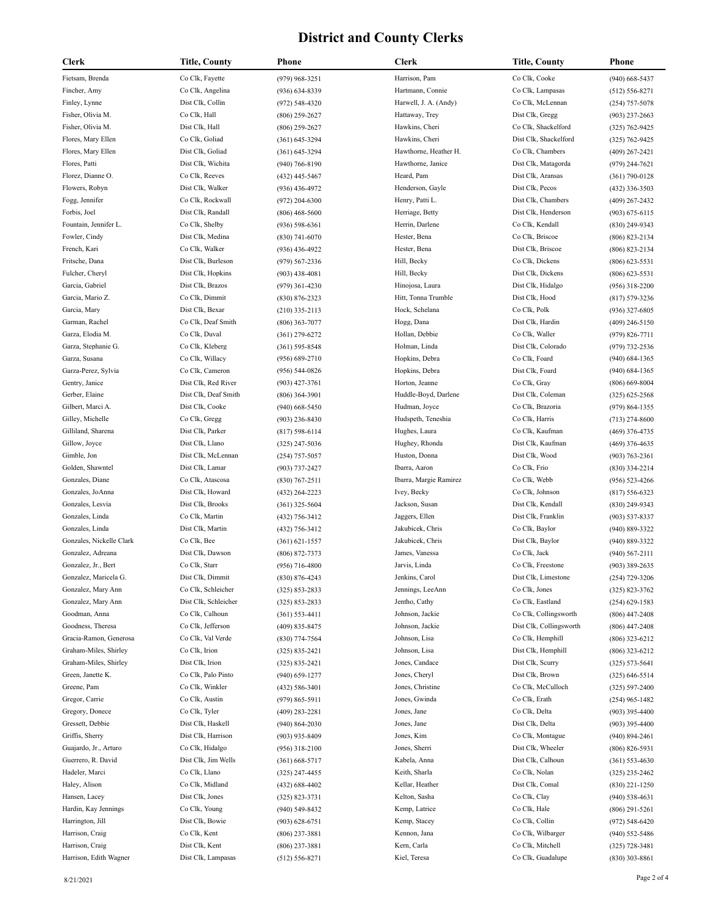# District and County Clerks

| Clerk | Title, County | Phone |
|---|---|---|
| Fietsam, Brenda | Co Clk, Fayette | (979) 968-3251 |
| Fincher, Amy | Co Clk, Angelina | (936) 634-8339 |
| Finley, Lynne | Dist Clk, Collin | (972) 548-4320 |
| Fisher, Olivia M. | Co Clk, Hall | (806) 259-2627 |
| Fisher, Olivia M. | Dist Clk, Hall | (806) 259-2627 |
| Flores, Mary Ellen | Co Clk, Goliad | (361) 645-3294 |
| Flores, Mary Ellen | Dist Clk, Goliad | (361) 645-3294 |
| Flores, Patti | Dist Clk, Wichita | (940) 766-8190 |
| Florez, Dianne O. | Co Clk, Reeves | (432) 445-5467 |
| Flowers, Robyn | Dist Clk, Walker | (936) 436-4972 |
| Fogg, Jennifer | Co Clk, Rockwall | (972) 204-6300 |
| Forbis, Joel | Dist Clk, Randall | (806) 468-5600 |
| Fountain, Jennifer L. | Co Clk, Shelby | (936) 598-6361 |
| Fowler, Cindy | Dist Clk, Medina | (830) 741-6070 |
| French, Kari | Co Clk, Walker | (936) 436-4922 |
| Fritsche, Dana | Dist Clk, Burleson | (979) 567-2336 |
| Fulcher, Cheryl | Dist Clk, Hopkins | (903) 438-4081 |
| Garcia, Gabriel | Dist Clk, Brazos | (979) 361-4230 |
| Garcia, Mario Z. | Co Clk, Dimmit | (830) 876-2323 |
| Garcia, Mary | Dist Clk, Bexar | (210) 335-2113 |
| Garman, Rachel | Co Clk, Deaf Smith | (806) 363-7077 |
| Garza, Elodia M. | Co Clk, Duval | (361) 279-6272 |
| Garza, Stephanie G. | Co Clk, Kleberg | (361) 595-8548 |
| Garza, Susana | Co Clk, Willacy | (956) 689-2710 |
| Garza-Perez, Sylvia | Co Clk, Cameron | (956) 544-0826 |
| Gentry, Janice | Dist Clk, Red River | (903) 427-3761 |
| Gerber, Elaine | Dist Clk, Deaf Smith | (806) 364-3901 |
| Gilbert, Marci A. | Dist Clk, Cooke | (940) 668-5450 |
| Gilley, Michelle | Co Clk, Gregg | (903) 236-8430 |
| Gilliland, Sharena | Dist Clk, Parker | (817) 598-6114 |
| Gillow, Joyce | Dist Clk, Llano | (325) 247-5036 |
| Gimble, Jon | Dist Clk, McLennan | (254) 757-5057 |
| Golden, Shawntel | Dist Clk, Lamar | (903) 737-2427 |
| Gonzales, Diane | Co Clk, Atascosa | (830) 767-2511 |
| Gonzales, JoAnna | Dist Clk, Howard | (432) 264-2223 |
| Gonzales, Lesvia | Dist Clk, Brooks | (361) 325-5604 |
| Gonzales, Linda | Co Clk, Martin | (432) 756-3412 |
| Gonzales, Linda | Dist Clk, Martin | (432) 756-3412 |
| Gonzales, Nickelle Clark | Co Clk, Bee | (361) 621-1557 |
| Gonzalez, Adreana | Dist Clk, Dawson | (806) 872-7373 |
| Gonzalez, Jr., Bert | Co Clk, Starr | (956) 716-4800 |
| Gonzalez, Maricela G. | Dist Clk, Dimmit | (830) 876-4243 |
| Gonzalez, Mary Ann | Co Clk, Schleicher | (325) 853-2833 |
| Gonzalez, Mary Ann | Dist Clk, Schleicher | (325) 853-2833 |
| Goodman, Anna | Co Clk, Calhoun | (361) 553-4411 |
| Goodness, Theresa | Co Clk, Jefferson | (409) 835-8475 |
| Gracia-Ramon, Generosa | Co Clk, Val Verde | (830) 774-7564 |
| Graham-Miles, Shirley | Co Clk, Irion | (325) 835-2421 |
| Graham-Miles, Shirley | Dist Clk, Irion | (325) 835-2421 |
| Green, Janette K. | Co Clk, Palo Pinto | (940) 659-1277 |
| Greene, Pam | Co Clk, Winkler | (432) 586-3401 |
| Gregor, Carrie | Co Clk, Austin | (979) 865-5911 |
| Gregory, Donece | Co Clk, Tyler | (409) 283-2281 |
| Gressett, Debbie | Dist Clk, Haskell | (940) 864-2030 |
| Griffis, Sherry | Dist Clk, Harrison | (903) 935-8409 |
| Guajardo, Jr., Arturo | Co Clk, Hidalgo | (956) 318-2100 |
| Guerrero, R. David | Dist Clk, Jim Wells | (361) 668-5717 |
| Hadeler, Marci | Co Clk, Llano | (325) 247-4455 |
| Haley, Alison | Co Clk, Midland | (432) 688-4402 |
| Hansen, Lacey | Dist Clk, Jones | (325) 823-3731 |
| Hardin, Kay Jennings | Co Clk, Young | (940) 549-8432 |
| Harrington, Jill | Dist Clk, Bowie | (903) 628-6751 |
| Harrison, Craig | Co Clk, Kent | (806) 237-3881 |
| Harrison, Craig | Dist Clk, Kent | (806) 237-3881 |
| Harrison, Edith Wagner | Dist Clk, Lampasas | (512) 556-8271 |
| Harrison, Pam | Co Clk, Cooke | (940) 668-5437 |
| Hartmann, Connie | Co Clk, Lampasas | (512) 556-8271 |
| Harwell, J. A. (Andy) | Co Clk, McLennan | (254) 757-5078 |
| Hattaway, Trey | Dist Clk, Gregg | (903) 237-2663 |
| Hawkins, Cheri | Co Clk, Shackelford | (325) 762-9425 |
| Hawkins, Cheri | Dist Clk, Shackelford | (325) 762-9425 |
| Hawthorne, Heather H. | Co Clk, Chambers | (409) 267-2421 |
| Hawthorne, Janice | Dist Clk, Matagorda | (979) 244-7621 |
| Heard, Pam | Dist Clk, Aransas | (361) 790-0128 |
| Henderson, Gayle | Dist Clk, Pecos | (432) 336-3503 |
| Henry, Patti L. | Dist Clk, Chambers | (409) 267-2432 |
| Herriage, Betty | Dist Clk, Henderson | (903) 675-6115 |
| Herrin, Darlene | Co Clk, Kendall | (830) 249-9343 |
| Hester, Bena | Co Clk, Briscoe | (806) 823-2134 |
| Hester, Bena | Dist Clk, Briscoe | (806) 823-2134 |
| Hill, Becky | Co Clk, Dickens | (806) 623-5531 |
| Hill, Becky | Dist Clk, Dickens | (806) 623-5531 |
| Hinojosa, Laura | Dist Clk, Hidalgo | (956) 318-2200 |
| Hitt, Tonna Trumble | Dist Clk, Hood | (817) 579-3236 |
| Hock, Schelana | Co Clk, Polk | (936) 327-6805 |
| Hogg, Dana | Dist Clk, Hardin | (409) 246-5150 |
| Hollan, Debbie | Co Clk, Waller | (979) 826-7711 |
| Holman, Linda | Dist Clk, Colorado | (979) 732-2536 |
| Hopkins, Debra | Co Clk, Foard | (940) 684-1365 |
| Hopkins, Debra | Dist Clk, Foard | (940) 684-1365 |
| Horton, Jeanne | Co Clk, Gray | (806) 669-8004 |
| Huddle-Boyd, Darlene | Dist Clk, Coleman | (325) 625-2568 |
| Hudman, Joyce | Co Clk, Brazoria | (979) 864-1355 |
| Hudspeth, Teneshia | Co Clk, Harris | (713) 274-8600 |
| Hughes, Laura | Co Clk, Kaufman | (469) 376-4735 |
| Hughey, Rhonda | Dist Clk, Kaufman | (469) 376-4635 |
| Huston, Donna | Dist Clk, Wood | (903) 763-2361 |
| Ibarra, Aaron | Co Clk, Frio | (830) 334-2214 |
| Ibarra, Margie Ramirez | Co Clk, Webb | (956) 523-4266 |
| Ivey, Becky | Co Clk, Johnson | (817) 556-6323 |
| Jackson, Susan | Dist Clk, Kendall | (830) 249-9343 |
| Jaggers, Ellen | Dist Clk, Franklin | (903) 537-8337 |
| Jakubicek, Chris | Co Clk, Baylor | (940) 889-3322 |
| Jakubicek, Chris | Dist Clk, Baylor | (940) 889-3322 |
| James, Vanessa | Co Clk, Jack | (940) 567-2111 |
| Jarvis, Linda | Co Clk, Freestone | (903) 389-2635 |
| Jenkins, Carol | Dist Clk, Limestone | (254) 729-3206 |
| Jennings, LeeAnn | Co Clk, Jones | (325) 823-3762 |
| Jentho, Cathy | Co Clk, Eastland | (254) 629-1583 |
| Johnson, Jackie | Co Clk, Collingsworth | (806) 447-2408 |
| Johnson, Jackie | Dist Clk, Collingsworth | (806) 447-2408 |
| Johnson, Lisa | Co Clk, Hemphill | (806) 323-6212 |
| Johnson, Lisa | Dist Clk, Hemphill | (806) 323-6212 |
| Jones, Candace | Dist Clk, Scurry | (325) 573-5641 |
| Jones, Cheryl | Dist Clk, Brown | (325) 646-5514 |
| Jones, Christine | Co Clk, McCulloch | (325) 597-2400 |
| Jones, Gwinda | Co Clk, Erath | (254) 965-1482 |
| Jones, Jane | Co Clk, Delta | (903) 395-4400 |
| Jones, Jane | Dist Clk, Delta | (903) 395-4400 |
| Jones, Kim | Co Clk, Montague | (940) 894-2461 |
| Jones, Sherri | Dist Clk, Wheeler | (806) 826-5931 |
| Kabela, Anna | Dist Clk, Calhoun | (361) 553-4630 |
| Keith, Sharla | Co Clk, Nolan | (325) 235-2462 |
| Kellar, Heather | Dist Clk, Comal | (830) 221-1250 |
| Kelton, Sasha | Co Clk, Clay | (940) 538-4631 |
| Kemp, Latrice | Co Clk, Hale | (806) 291-5261 |
| Kemp, Stacey | Co Clk, Collin | (972) 548-6420 |
| Kennon, Jana | Co Clk, Wilbarger | (940) 552-5486 |
| Kern, Carla | Co Clk, Mitchell | (325) 728-3481 |
| Kiel, Teresa | Co Clk, Guadalupe | (830) 303-8861 |

8/21/2021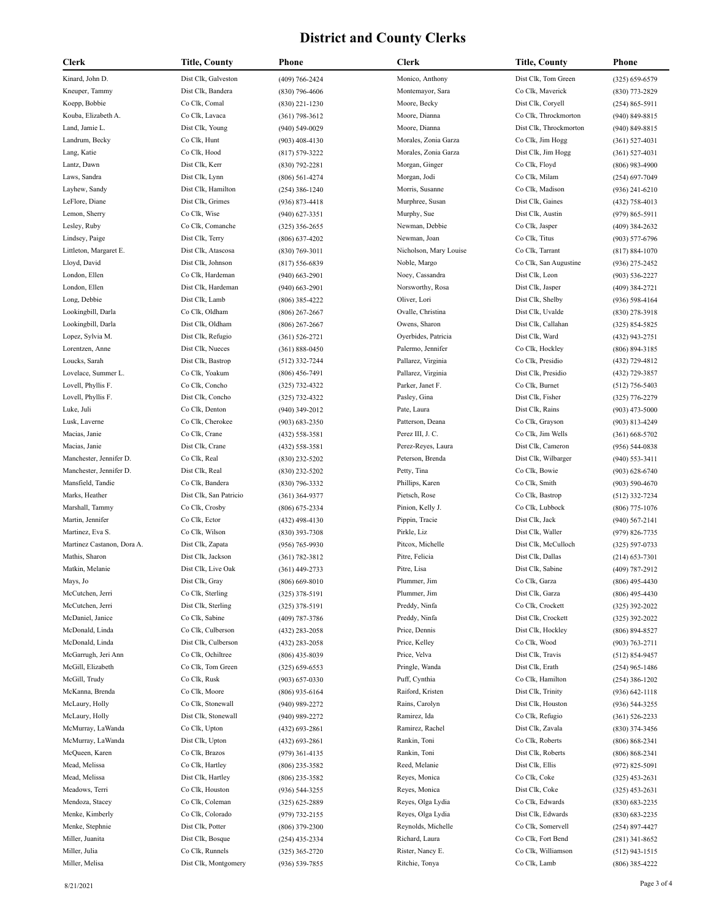# District and County Clerks

| Clerk | Title, County | Phone |
|---|---|---|
| Kinard, John D. | Dist Clk, Galveston | (409) 766-2424 |
| Kneuper, Tammy | Dist Clk, Bandera | (830) 796-4606 |
| Koepp, Bobbie | Co Clk, Comal | (830) 221-1230 |
| Kouba, Elizabeth A. | Co Clk, Lavaca | (361) 798-3612 |
| Land, Jamie L. | Dist Clk, Young | (940) 549-0029 |
| Landrum, Becky | Co Clk, Hunt | (903) 408-4130 |
| Lang, Katie | Co Clk, Hood | (817) 579-3222 |
| Lantz, Dawn | Dist Clk, Kerr | (830) 792-2281 |
| Laws, Sandra | Dist Clk, Lynn | (806) 561-4274 |
| Layhew, Sandy | Dist Clk, Hamilton | (254) 386-1240 |
| LeFlore, Diane | Dist Clk, Grimes | (936) 873-4418 |
| Lemon, Sherry | Co Clk, Wise | (940) 627-3351 |
| Lesley, Ruby | Co Clk, Comanche | (325) 356-2655 |
| Lindsey, Paige | Dist Clk, Terry | (806) 637-4202 |
| Littleton, Margaret E. | Dist Clk, Atascosa | (830) 769-3011 |
| Lloyd, David | Dist Clk, Johnson | (817) 556-6839 |
| London, Ellen | Co Clk, Hardeman | (940) 663-2901 |
| London, Ellen | Dist Clk, Hardeman | (940) 663-2901 |
| Long, Debbie | Dist Clk, Lamb | (806) 385-4222 |
| Lookingbill, Darla | Co Clk, Oldham | (806) 267-2667 |
| Lookingbill, Darla | Dist Clk, Oldham | (806) 267-2667 |
| Lopez, Sylvia M. | Dist Clk, Refugio | (361) 526-2721 |
| Lorentzen, Anne | Dist Clk, Nueces | (361) 888-0450 |
| Loucks, Sarah | Dist Clk, Bastrop | (512) 332-7244 |
| Lovelace, Summer L. | Co Clk, Yoakum | (806) 456-7491 |
| Lovell, Phyllis F. | Co Clk, Concho | (325) 732-4322 |
| Lovell, Phyllis F. | Dist Clk, Concho | (325) 732-4322 |
| Luke, Juli | Co Clk, Denton | (940) 349-2012 |
| Lusk, Laverne | Co Clk, Cherokee | (903) 683-2350 |
| Macias, Janie | Co Clk, Crane | (432) 558-3581 |
| Macias, Janie | Dist Clk, Crane | (432) 558-3581 |
| Manchester, Jennifer D. | Co Clk, Real | (830) 232-5202 |
| Manchester, Jennifer D. | Dist Clk, Real | (830) 232-5202 |
| Mansfield, Tandie | Co Clk, Bandera | (830) 796-3332 |
| Marks, Heather | Dist Clk, San Patricio | (361) 364-9377 |
| Marshall, Tammy | Co Clk, Crosby | (806) 675-2334 |
| Martin, Jennifer | Co Clk, Ector | (432) 498-4130 |
| Martinez, Eva S. | Co Clk, Wilson | (830) 393-7308 |
| Martinez Castanon, Dora A. | Dist Clk, Zapata | (956) 765-9930 |
| Mathis, Sharon | Dist Clk, Jackson | (361) 782-3812 |
| Matkin, Melanie | Dist Clk, Live Oak | (361) 449-2733 |
| Mays, Jo | Dist Clk, Gray | (806) 669-8010 |
| McCutchen, Jerri | Co Clk, Sterling | (325) 378-5191 |
| McCutchen, Jerri | Dist Clk, Sterling | (325) 378-5191 |
| McDaniel, Janice | Co Clk, Sabine | (409) 787-3786 |
| McDonald, Linda | Co Clk, Culberson | (432) 283-2058 |
| McDonald, Linda | Dist Clk, Culberson | (432) 283-2058 |
| McGarrugh, Jeri Ann | Co Clk, Ochiltree | (806) 435-8039 |
| McGill, Elizabeth | Co Clk, Tom Green | (325) 659-6553 |
| McGill, Trudy | Co Clk, Rusk | (903) 657-0330 |
| McKanna, Brenda | Co Clk, Moore | (806) 935-6164 |
| McLaury, Holly | Co Clk, Stonewall | (940) 989-2272 |
| McLaury, Holly | Dist Clk, Stonewall | (940) 989-2272 |
| McMurray, LaWanda | Co Clk, Upton | (432) 693-2861 |
| McMurray, LaWanda | Dist Clk, Upton | (432) 693-2861 |
| McQueen, Karen | Co Clk, Brazos | (979) 361-4135 |
| Mead, Melissa | Co Clk, Hartley | (806) 235-3582 |
| Mead, Melissa | Dist Clk, Hartley | (806) 235-3582 |
| Meadows, Terri | Co Clk, Houston | (936) 544-3255 |
| Mendoza, Stacey | Co Clk, Coleman | (325) 625-2889 |
| Menke, Kimberly | Co Clk, Colorado | (979) 732-2155 |
| Menke, Stephnie | Dist Clk, Potter | (806) 379-2300 |
| Miller, Juanita | Dist Clk, Bosque | (254) 435-2334 |
| Miller, Julia | Co Clk, Runnels | (325) 365-2720 |
| Miller, Melisa | Dist Clk, Montgomery | (936) 539-7855 |
| Monico, Anthony | Dist Clk, Tom Green | (325) 659-6579 |
| Montemayor, Sara | Co Clk, Maverick | (830) 773-2829 |
| Moore, Becky | Dist Clk, Coryell | (254) 865-5911 |
| Moore, Dianna | Co Clk, Throckmorton | (940) 849-8815 |
| Moore, Dianna | Dist Clk, Throckmorton | (940) 849-8815 |
| Morales, Zonia Garza | Co Clk, Jim Hogg | (361) 527-4031 |
| Morales, Zonia Garza | Dist Clk, Jim Hogg | (361) 527-4031 |
| Morgan, Ginger | Co Clk, Floyd | (806) 983-4900 |
| Morgan, Jodi | Co Clk, Milam | (254) 697-7049 |
| Morris, Susanne | Co Clk, Madison | (936) 241-6210 |
| Murphree, Susan | Dist Clk, Gaines | (432) 758-4013 |
| Murphy, Sue | Dist Clk, Austin | (979) 865-5911 |
| Newman, Debbie | Co Clk, Jasper | (409) 384-2632 |
| Newman, Joan | Co Clk, Titus | (903) 577-6796 |
| Nicholson, Mary Louise | Co Clk, Tarrant | (817) 884-1070 |
| Noble, Margo | Co Clk, San Augustine | (936) 275-2452 |
| Noey, Cassandra | Dist Clk, Leon | (903) 536-2227 |
| Norsworthy, Rosa | Dist Clk, Jasper | (409) 384-2721 |
| Oliver, Lori | Dist Clk, Shelby | (936) 598-4164 |
| Ovalle, Christina | Dist Clk, Uvalde | (830) 278-3918 |
| Owens, Sharon | Dist Clk, Callahan | (325) 854-5825 |
| Oyerbides, Patricia | Dist Clk, Ward | (432) 943-2751 |
| Palermo, Jennifer | Co Clk, Hockley | (806) 894-3185 |
| Pallarez, Virginia | Co Clk, Presidio | (432) 729-4812 |
| Pallarez, Virginia | Dist Clk, Presidio | (432) 729-3857 |
| Parker, Janet F. | Co Clk, Burnet | (512) 756-5403 |
| Pasley, Gina | Dist Clk, Fisher | (325) 776-2279 |
| Pate, Laura | Dist Clk, Rains | (903) 473-5000 |
| Patterson, Deana | Co Clk, Grayson | (903) 813-4249 |
| Perez III, J. C. | Co Clk, Jim Wells | (361) 668-5702 |
| Perez-Reyes, Laura | Dist Clk, Cameron | (956) 544-0838 |
| Peterson, Brenda | Dist Clk, Wilbarger | (940) 553-3411 |
| Petty, Tina | Co Clk, Bowie | (903) 628-6740 |
| Phillips, Karen | Co Clk, Smith | (903) 590-4670 |
| Pietsch, Rose | Co Clk, Bastrop | (512) 332-7234 |
| Pinion, Kelly J. | Co Clk, Lubbock | (806) 775-1076 |
| Pippin, Tracie | Dist Clk, Jack | (940) 567-2141 |
| Pirkle, Liz | Dist Clk, Waller | (979) 826-7735 |
| Pitcox, Michelle | Dist Clk, McCulloch | (325) 597-0733 |
| Pitre, Felicia | Dist Clk, Dallas | (214) 653-7301 |
| Pitre, Lisa | Dist Clk, Sabine | (409) 787-2912 |
| Plummer, Jim | Co Clk, Garza | (806) 495-4430 |
| Plummer, Jim | Dist Clk, Garza | (806) 495-4430 |
| Preddy, Ninfa | Co Clk, Crockett | (325) 392-2022 |
| Preddy, Ninfa | Dist Clk, Crockett | (325) 392-2022 |
| Price, Dennis | Dist Clk, Hockley | (806) 894-8527 |
| Price, Kelley | Co Clk, Wood | (903) 763-2711 |
| Price, Velva | Dist Clk, Travis | (512) 854-9457 |
| Pringle, Wanda | Dist Clk, Erath | (254) 965-1486 |
| Puff, Cynthia | Co Clk, Hamilton | (254) 386-1202 |
| Raiford, Kristen | Dist Clk, Trinity | (936) 642-1118 |
| Rains, Carolyn | Dist Clk, Houston | (936) 544-3255 |
| Ramirez, Ida | Co Clk, Refugio | (361) 526-2233 |
| Ramirez, Rachel | Dist Clk, Zavala | (830) 374-3456 |
| Rankin, Toni | Co Clk, Roberts | (806) 868-2341 |
| Rankin, Toni | Dist Clk, Roberts | (806) 868-2341 |
| Reed, Melanie | Dist Clk, Ellis | (972) 825-5091 |
| Reyes, Monica | Co Clk, Coke | (325) 453-2631 |
| Reyes, Monica | Dist Clk, Coke | (325) 453-2631 |
| Reyes, Olga Lydia | Co Clk, Edwards | (830) 683-2235 |
| Reyes, Olga Lydia | Dist Clk, Edwards | (830) 683-2235 |
| Reynolds, Michelle | Co Clk, Somervell | (254) 897-4427 |
| Richard, Laura | Co Clk, Fort Bend | (281) 341-8652 |
| Rister, Nancy E. | Co Clk, Williamson | (512) 943-1515 |
| Ritchie, Tonya | Co Clk, Lamb | (806) 385-4222 |

8/21/2021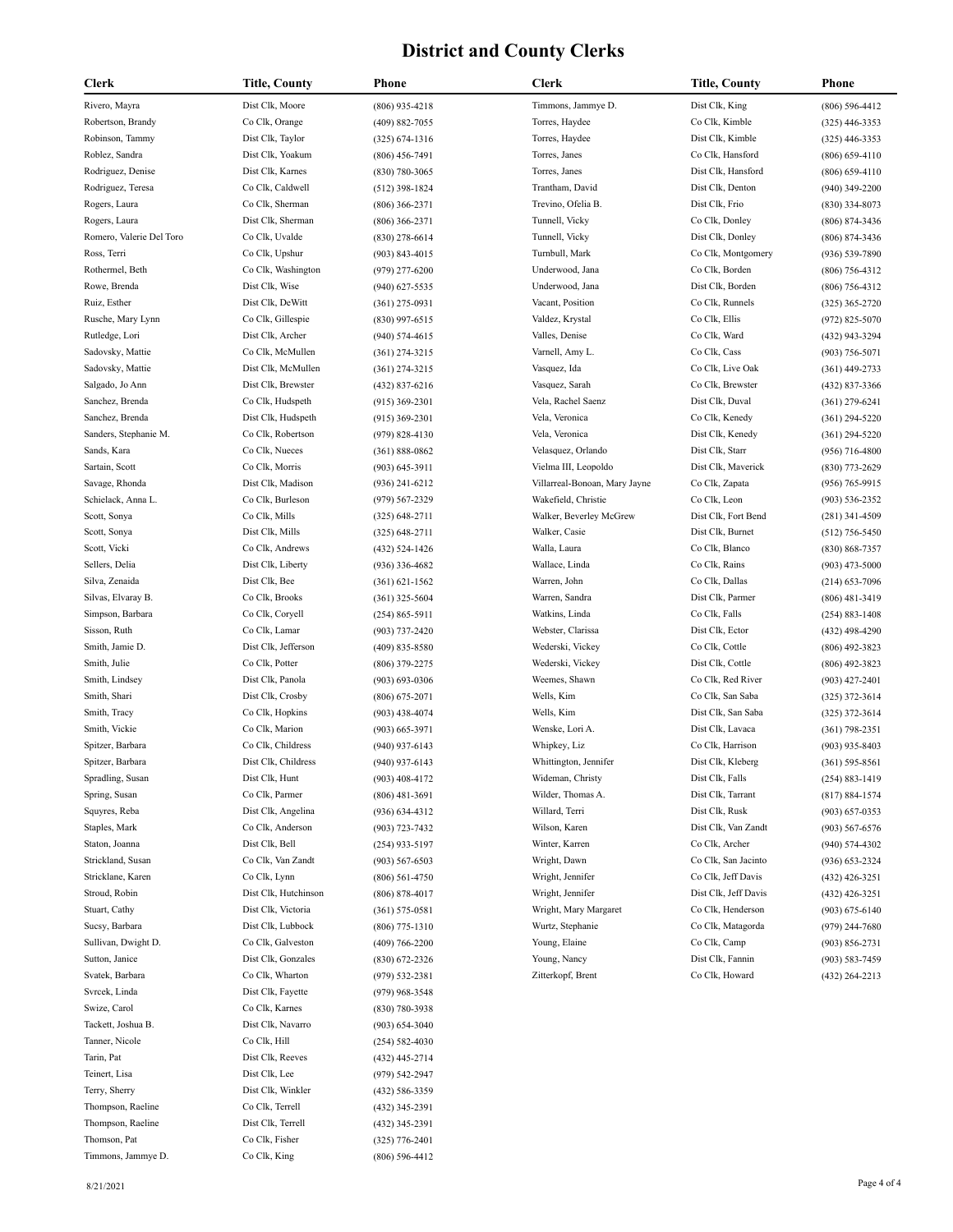# District and County Clerks

| Clerk | Title, County | Phone |
|---|---|---|
| Rivero, Mayra | Dist Clk, Moore | (806) 935-4218 |
| Robertson, Brandy | Co Clk, Orange | (409) 882-7055 |
| Robinson, Tammy | Dist Clk, Taylor | (325) 674-1316 |
| Roblez, Sandra | Dist Clk, Yoakum | (806) 456-7491 |
| Rodriguez, Denise | Dist Clk, Karnes | (830) 780-3065 |
| Rodriguez, Teresa | Co Clk, Caldwell | (512) 398-1824 |
| Rogers, Laura | Co Clk, Sherman | (806) 366-2371 |
| Rogers, Laura | Dist Clk, Sherman | (806) 366-2371 |
| Romero, Valerie Del Toro | Co Clk, Uvalde | (830) 278-6614 |
| Ross, Terri | Co Clk, Upshur | (903) 843-4015 |
| Rothermel, Beth | Co Clk, Washington | (979) 277-6200 |
| Rowe, Brenda | Dist Clk, Wise | (940) 627-5535 |
| Ruiz, Esther | Dist Clk, DeWitt | (361) 275-0931 |
| Rusche, Mary Lynn | Co Clk, Gillespie | (830) 997-6515 |
| Rutledge, Lori | Dist Clk, Archer | (940) 574-4615 |
| Sadovsky, Mattie | Co Clk, McMullen | (361) 274-3215 |
| Sadovsky, Mattie | Dist Clk, McMullen | (361) 274-3215 |
| Salgado, Jo Ann | Dist Clk, Brewster | (432) 837-6216 |
| Sanchez, Brenda | Co Clk, Hudspeth | (915) 369-2301 |
| Sanchez, Brenda | Dist Clk, Hudspeth | (915) 369-2301 |
| Sanders, Stephanie M. | Co Clk, Robertson | (979) 828-4130 |
| Sands, Kara | Co Clk, Nueces | (361) 888-0862 |
| Sartain, Scott | Co Clk, Morris | (903) 645-3911 |
| Savage, Rhonda | Dist Clk, Madison | (936) 241-6212 |
| Schielack, Anna L. | Co Clk, Burleson | (979) 567-2329 |
| Scott, Sonya | Co Clk, Mills | (325) 648-2711 |
| Scott, Sonya | Dist Clk, Mills | (325) 648-2711 |
| Scott, Vicki | Co Clk, Andrews | (432) 524-1426 |
| Sellers, Delia | Dist Clk, Liberty | (936) 336-4682 |
| Silva, Zenaida | Dist Clk, Bee | (361) 621-1562 |
| Silvas, Elvaray B. | Co Clk, Brooks | (361) 325-5604 |
| Simpson, Barbara | Co Clk, Coryell | (254) 865-5911 |
| Sisson, Ruth | Co Clk, Lamar | (903) 737-2420 |
| Smith, Jamie D. | Dist Clk, Jefferson | (409) 835-8580 |
| Smith, Julie | Co Clk, Potter | (806) 379-2275 |
| Smith, Lindsey | Dist Clk, Panola | (903) 693-0306 |
| Smith, Shari | Dist Clk, Crosby | (806) 675-2071 |
| Smith, Tracy | Co Clk, Hopkins | (903) 438-4074 |
| Smith, Vickie | Co Clk, Marion | (903) 665-3971 |
| Spitzer, Barbara | Co Clk, Childress | (940) 937-6143 |
| Spitzer, Barbara | Dist Clk, Childress | (940) 937-6143 |
| Spradling, Susan | Dist Clk, Hunt | (903) 408-4172 |
| Spring, Susan | Co Clk, Parmer | (806) 481-3691 |
| Squyres, Reba | Dist Clk, Angelina | (936) 634-4312 |
| Staples, Mark | Co Clk, Anderson | (903) 723-7432 |
| Staton, Joanna | Dist Clk, Bell | (254) 933-5197 |
| Strickland, Susan | Co Clk, Van Zandt | (903) 567-6503 |
| Stricklane, Karen | Co Clk, Lynn | (806) 561-4750 |
| Stroud, Robin | Dist Clk, Hutchinson | (806) 878-4017 |
| Stuart, Cathy | Dist Clk, Victoria | (361) 575-0581 |
| Sucsy, Barbara | Dist Clk, Lubbock | (806) 775-1310 |
| Sullivan, Dwight D. | Co Clk, Galveston | (409) 766-2200 |
| Sutton, Janice | Dist Clk, Gonzales | (830) 672-2326 |
| Svatek, Barbara | Co Clk, Wharton | (979) 532-2381 |
| Svrcek, Linda | Dist Clk, Fayette | (979) 968-3548 |
| Swize, Carol | Co Clk, Karnes | (830) 780-3938 |
| Tackett, Joshua B. | Dist Clk, Navarro | (903) 654-3040 |
| Tanner, Nicole | Co Clk, Hill | (254) 582-4030 |
| Tarin, Pat | Dist Clk, Reeves | (432) 445-2714 |
| Teinert, Lisa | Dist Clk, Lee | (979) 542-2947 |
| Terry, Sherry | Dist Clk, Winkler | (432) 586-3359 |
| Thompson, Raeline | Co Clk, Terrell | (432) 345-2391 |
| Thompson, Raeline | Dist Clk, Terrell | (432) 345-2391 |
| Thomson, Pat | Co Clk, Fisher | (325) 776-2401 |
| Timmons, Jammye D. | Co Clk, King | (806) 596-4412 |
| Timmons, Jammye D. | Dist Clk, King | (806) 596-4412 |
| Torres, Haydee | Co Clk, Kimble | (325) 446-3353 |
| Torres, Haydee | Dist Clk, Kimble | (325) 446-3353 |
| Torres, Janes | Co Clk, Hansford | (806) 659-4110 |
| Torres, Janes | Dist Clk, Hansford | (806) 659-4110 |
| Trantham, David | Dist Clk, Denton | (940) 349-2200 |
| Trevino, Ofelia B. | Dist Clk, Frio | (830) 334-8073 |
| Tunnell, Vicky | Co Clk, Donley | (806) 874-3436 |
| Tunnell, Vicky | Dist Clk, Donley | (806) 874-3436 |
| Turnbull, Mark | Co Clk, Montgomery | (936) 539-7890 |
| Underwood, Jana | Co Clk, Borden | (806) 756-4312 |
| Underwood, Jana | Dist Clk, Borden | (806) 756-4312 |
| Vacant, Position | Co Clk, Runnels | (325) 365-2720 |
| Valdez, Krystal | Co Clk, Ellis | (972) 825-5070 |
| Valles, Denise | Co Clk, Ward | (432) 943-3294 |
| Varnell, Amy L. | Co Clk, Cass | (903) 756-5071 |
| Vasquez, Ida | Co Clk, Live Oak | (361) 449-2733 |
| Vasquez, Sarah | Co Clk, Brewster | (432) 837-3366 |
| Vela, Rachel Saenz | Dist Clk, Duval | (361) 279-6241 |
| Vela, Veronica | Co Clk, Kenedy | (361) 294-5220 |
| Vela, Veronica | Dist Clk, Kenedy | (361) 294-5220 |
| Velasquez, Orlando | Dist Clk, Starr | (956) 716-4800 |
| Vielma III, Leopoldo | Dist Clk, Maverick | (830) 773-2629 |
| Villarreal-Bonoan, Mary Jayne | Co Clk, Zapata | (956) 765-9915 |
| Wakefield, Christie | Co Clk, Leon | (903) 536-2352 |
| Walker, Beverley McGrew | Dist Clk, Fort Bend | (281) 341-4509 |
| Walker, Casie | Dist Clk, Burnet | (512) 756-5450 |
| Walla, Laura | Co Clk, Blanco | (830) 868-7357 |
| Wallace, Linda | Co Clk, Rains | (903) 473-5000 |
| Warren, John | Co Clk, Dallas | (214) 653-7096 |
| Warren, Sandra | Dist Clk, Parmer | (806) 481-3419 |
| Watkins, Linda | Co Clk, Falls | (254) 883-1408 |
| Webster, Clarissa | Dist Clk, Ector | (432) 498-4290 |
| Wederski, Vickey | Co Clk, Cottle | (806) 492-3823 |
| Wederski, Vickey | Dist Clk, Cottle | (806) 492-3823 |
| Weemes, Shawn | Co Clk, Red River | (903) 427-2401 |
| Wells, Kim | Co Clk, San Saba | (325) 372-3614 |
| Wells, Kim | Dist Clk, San Saba | (325) 372-3614 |
| Wenske, Lori A. | Dist Clk, Lavaca | (361) 798-2351 |
| Whipkey, Liz | Co Clk, Harrison | (903) 935-8403 |
| Whittington, Jennifer | Dist Clk, Kleberg | (361) 595-8561 |
| Wideman, Christy | Dist Clk, Falls | (254) 883-1419 |
| Wilder, Thomas A. | Dist Clk, Tarrant | (817) 884-1574 |
| Willard, Terri | Dist Clk, Rusk | (903) 657-0353 |
| Wilson, Karen | Dist Clk, Van Zandt | (903) 567-6576 |
| Winter, Karren | Co Clk, Archer | (940) 574-4302 |
| Wright, Dawn | Co Clk, San Jacinto | (936) 653-2324 |
| Wright, Jennifer | Co Clk, Jeff Davis | (432) 426-3251 |
| Wright, Jennifer | Dist Clk, Jeff Davis | (432) 426-3251 |
| Wright, Mary Margaret | Co Clk, Henderson | (903) 675-6140 |
| Wurtz, Stephanie | Co Clk, Matagorda | (979) 244-7680 |
| Young, Elaine | Co Clk, Camp | (903) 856-2731 |
| Young, Nancy | Dist Clk, Fannin | (903) 583-7459 |
| Zitterkopf, Brent | Co Clk, Howard | (432) 264-2213 |

8/21/2021